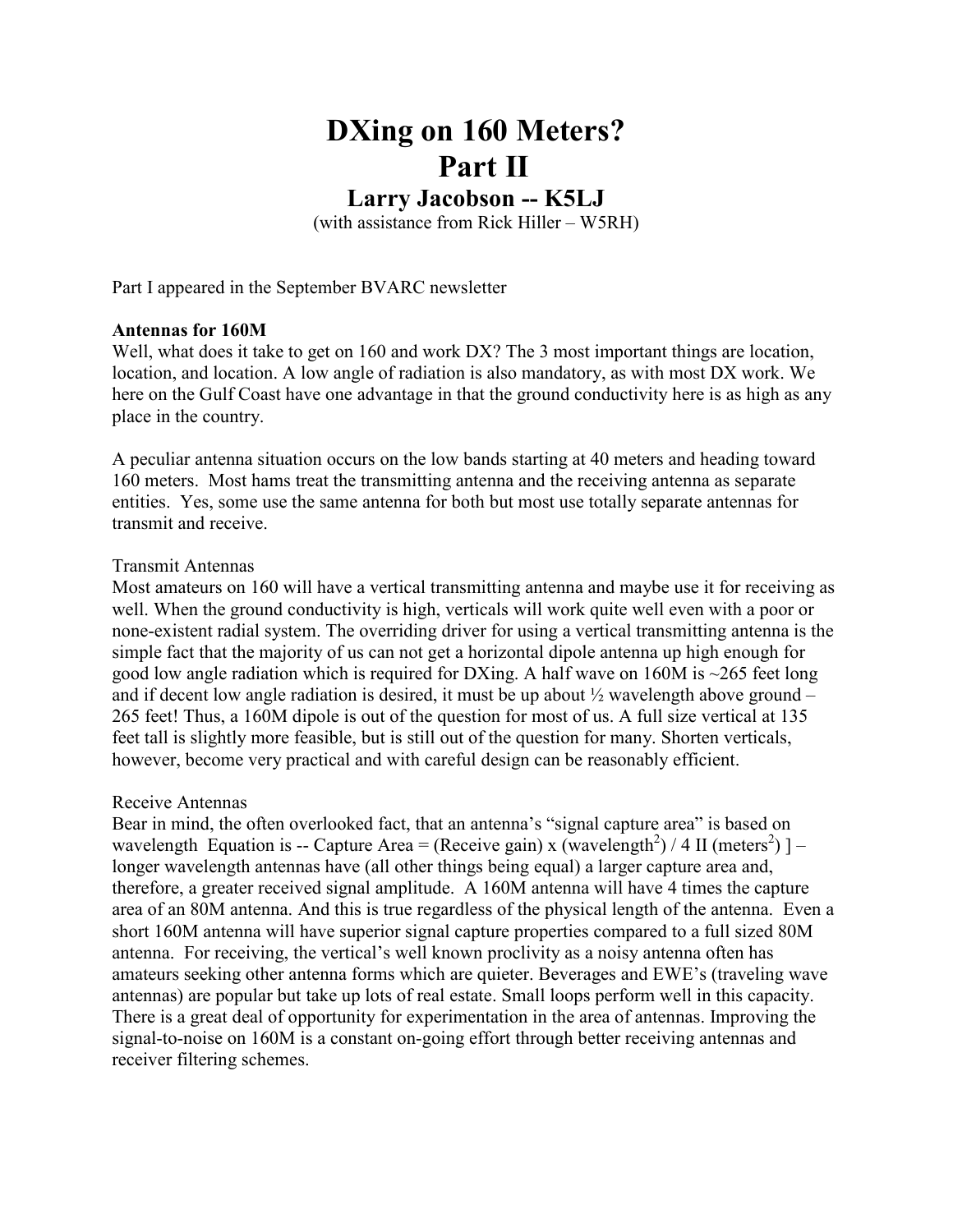# DXing on 160 Meters?
# Part II
## Larry Jacobson -- K5LJ

(with assistance from Rick Hiller – W5RH)

Part I appeared in the September BVARC newsletter

**Antennas for 160M**

Well, what does it take to get on 160 and work DX? The 3 most important things are location, location, and location. A low angle of radiation is also mandatory, as with most DX work. We here on the Gulf Coast have one advantage in that the ground conductivity here is as high as any place in the country.

A peculiar antenna situation occurs on the low bands starting at 40 meters and heading toward 160 meters. Most hams treat the transmitting antenna and the receiving antenna as separate entities. Yes, some use the same antenna for both but most use totally separate antennas for transmit and receive.

Transmit Antennas

Most amateurs on 160 will have a vertical transmitting antenna and maybe use it for receiving as well. When the ground conductivity is high, verticals will work quite well even with a poor or none-existent radial system. The overriding driver for using a vertical transmitting antenna is the simple fact that the majority of us can not get a horizontal dipole antenna up high enough for good low angle radiation which is required for DXing. A half wave on 160M is ~265 feet long and if decent low angle radiation is desired, it must be up about ½ wavelength above ground – 265 feet! Thus, a 160M dipole is out of the question for most of us. A full size vertical at 135 feet tall is slightly more feasible, but is still out of the question for many. Shorten verticals, however, become very practical and with careful design can be reasonably efficient.

Receive Antennas

Bear in mind, the often overlooked fact, that an antenna's "signal capture area" is based on wavelength Equation is -- Capture Area = (Receive gain) x (wavelength$^2$) / 4 II (meters$^2$) ] – longer wavelength antennas have (all other things being equal) a larger capture area and, therefore, a greater received signal amplitude. A 160M antenna will have 4 times the capture area of an 80M antenna. And this is true regardless of the physical length of the antenna. Even a short 160M antenna will have superior signal capture properties compared to a full sized 80M antenna. For receiving, the vertical's well known proclivity as a noisy antenna often has amateurs seeking other antenna forms which are quieter. Beverages and EWE's (traveling wave antennas) are popular but take up lots of real estate. Small loops perform well in this capacity. There is a great deal of opportunity for experimentation in the area of antennas. Improving the signal-to-noise on 160M is a constant on-going effort through better receiving antennas and receiver filtering schemes.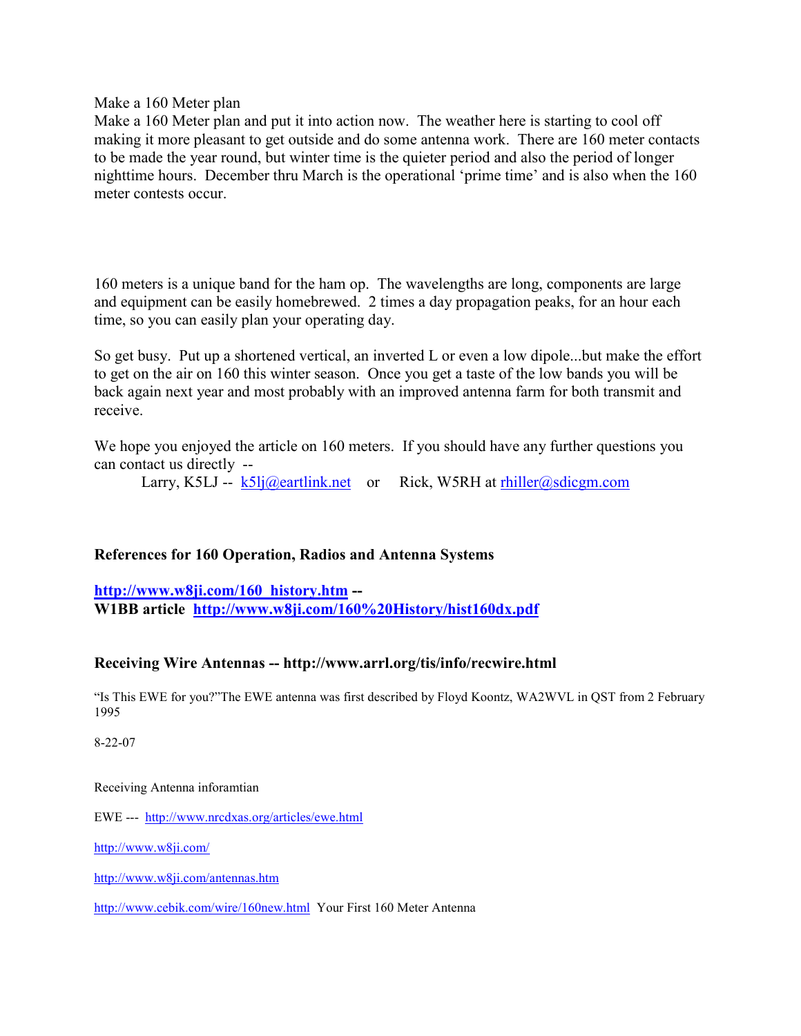Make a 160 Meter plan

Make a 160 Meter plan and put it into action now. The weather here is starting to cool off making it more pleasant to get outside and do some antenna work. There are 160 meter contacts to be made the year round, but winter time is the quieter period and also the period of longer nighttime hours. December thru March is the operational 'prime time' and is also when the 160 meter contests occur.

160 meters is a unique band for the ham op. The wavelengths are long, components are large and equipment can be easily homebrewed. 2 times a day propagation peaks, for an hour each time, so you can easily plan your operating day.

So get busy. Put up a shortened vertical, an inverted L or even a low dipole...but make the effort to get on the air on 160 this winter season. Once you get a taste of the low bands you will be back again next year and most probably with an improved antenna farm for both transmit and receive.

We hope you enjoyed the article on 160 meters. If you should have any further questions you can contact us directly --

Larry, K5LJ -- [k5lj@eartlink.net](mailto:k5lj@eartlink.net) or Rick, W5RH at [rhiller@sdicgm.com](mailto:rhiller@sdicgm.com)

**References for 160 Operation, Radios and Antenna Systems**

**[http://www.w8ji.com/160_history.htm](http://www.w8ji.com/160_history.htm) --**
**W1BB article [http://www.w8ji.com/160%20History/hist160dx.pdf](http://www.w8ji.com/160%20History/hist160dx.pdf)**

**Receiving Wire Antennas -- http://www.arrl.org/tis/info/recwire.html**

"Is This EWE for you?"The EWE antenna was first described by Floyd Koontz, WA2WVL in QST from 2 February 1995

8-22-07

Receiving Antenna inforamtian

EWE --- [http://www.nrcdxas.org/articles/ewe.html](http://www.nrcdxas.org/articles/ewe.html)

[http://www.w8ji.com/](http://www.w8ji.com/)

[http://www.w8ji.com/antennas.htm](http://www.w8ji.com/antennas.htm)

[http://www.cebik.com/wire/160new.html](http://www.cebik.com/wire/160new.html) Your First 160 Meter Antenna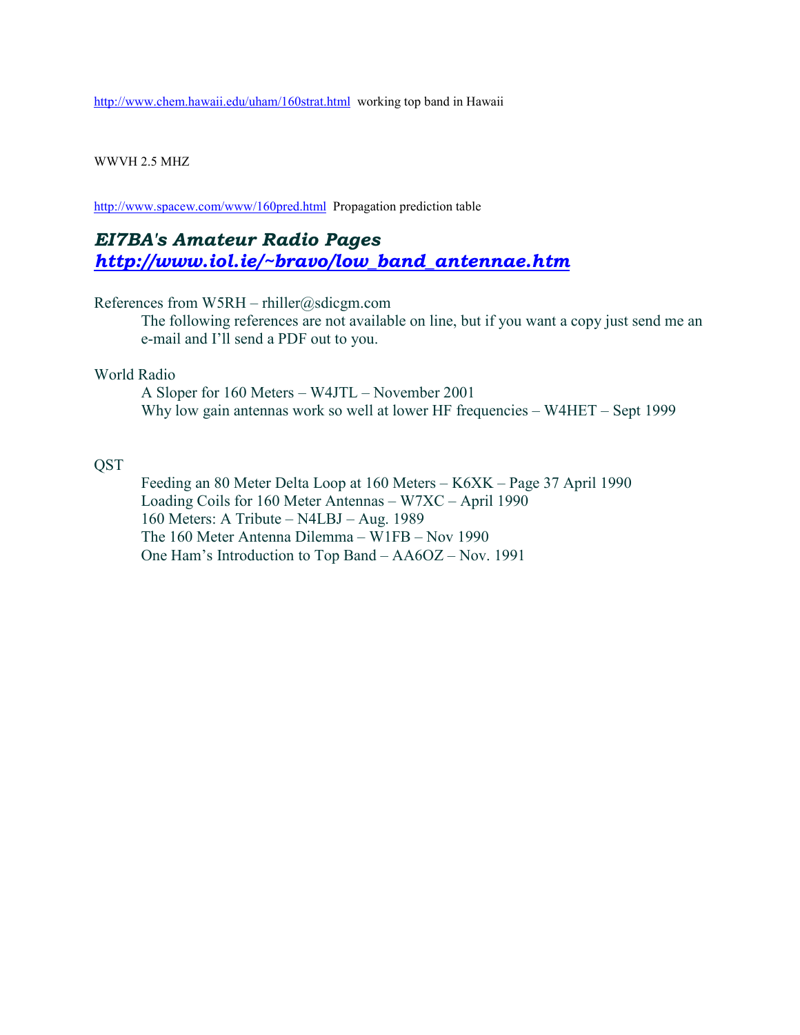http://www.chem.hawaii.edu/uham/160strat.html working top band in Hawaii

WWVH 2.5 MHZ

http://www.spacew.com/www/160pred.html Propagation prediction table

### *EI7BA's Amateur Radio Pages*
### *http://www.iol.ie/~bravo/low_band_antennae.htm*

References from W5RH – rhiller@sdicgm.com

The following references are not available on line, but if you want a copy just send me an e-mail and I'll send a PDF out to you.

World Radio

- A Sloper for 160 Meters – W4JTL – November 2001
- Why low gain antennas work so well at lower HF frequencies – W4HET – Sept 1999

QST

- Feeding an 80 Meter Delta Loop at 160 Meters – K6XK – Page 37 April 1990
- Loading Coils for 160 Meter Antennas – W7XC – April 1990
- 160 Meters: A Tribute – N4LBJ – Aug. 1989
- The 160 Meter Antenna Dilemma – W1FB – Nov 1990
- One Ham's Introduction to Top Band – AA6OZ – Nov. 1991